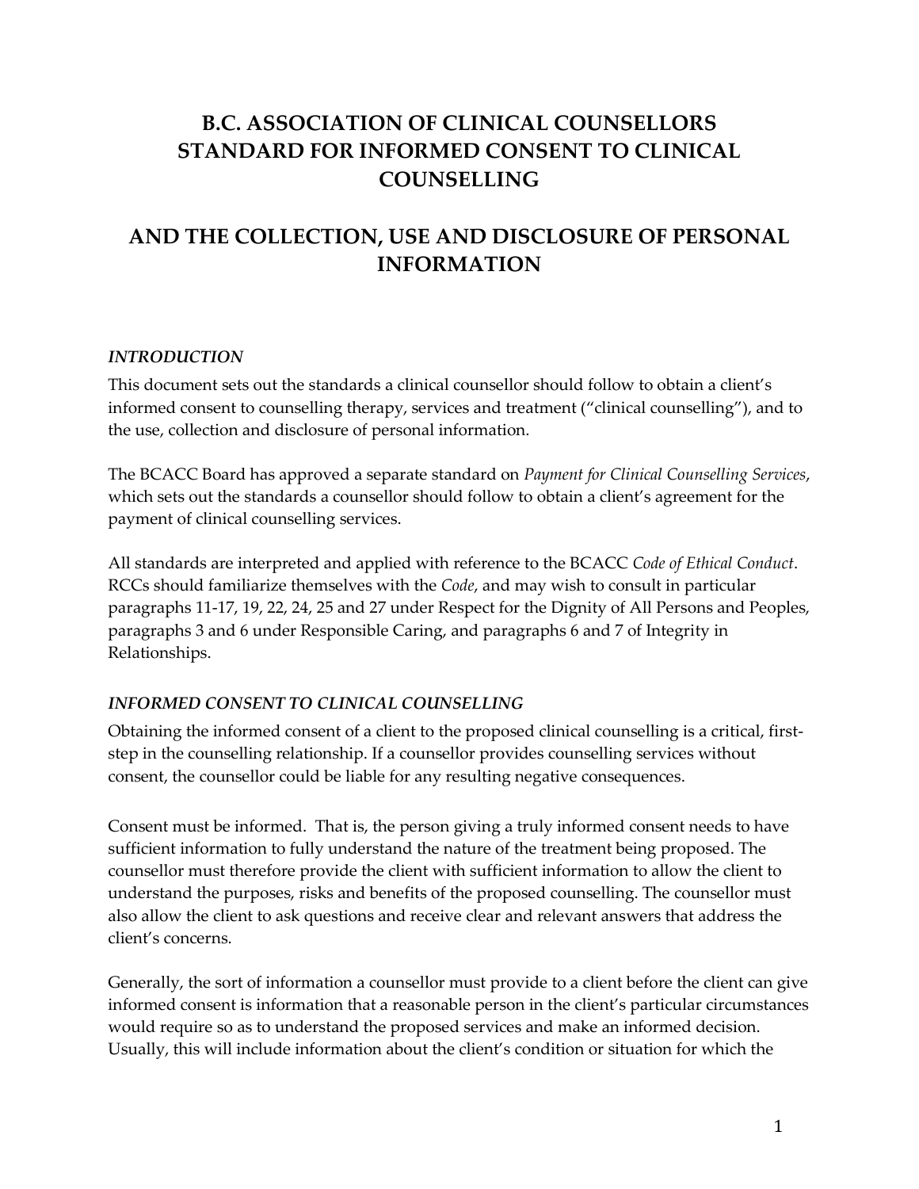# B.C. ASSOCIATION OF CLINICAL COUNSELLORS STANDARD FOR INFORMED CONSENT TO CLINICAL COUNSELLING

# AND THE COLLECTION, USE AND DISCLOSURE OF PERSONAL INFORMATION

### *INTRODUCTION*

This document sets out the standards a clinical counsellor should follow to obtain a client's informed consent to counselling therapy, services and treatment ("clinical counselling"), and to the use, collection and disclosure of personal information.

The BCACC Board has approved a separate standard on *Payment for Clinical Counselling Services*, which sets out the standards a counsellor should follow to obtain a client's agreement for the payment of clinical counselling services.

All standards are interpreted and applied with reference to the BCACC *Code of Ethical Conduct*. RCCs should familiarize themselves with the *Code*, and may wish to consult in particular paragraphs 11-17, 19, 22, 24, 25 and 27 under Respect for the Dignity of All Persons and Peoples, paragraphs 3 and 6 under Responsible Caring, and paragraphs 6 and 7 of Integrity in Relationships.

### *INFORMED CONSENT TO CLINICAL COUNSELLING*

Obtaining the informed consent of a client to the proposed clinical counselling is a critical, first-step in the counselling relationship. If a counsellor provides counselling services without consent, the counsellor could be liable for any resulting negative consequences.

Consent must be informed. That is, the person giving a truly informed consent needs to have sufficient information to fully understand the nature of the treatment being proposed. The counsellor must therefore provide the client with sufficient information to allow the client to understand the purposes, risks and benefits of the proposed counselling. The counsellor must also allow the client to ask questions and receive clear and relevant answers that address the client's concerns.

Generally, the sort of information a counsellor must provide to a client before the client can give informed consent is information that a reasonable person in the client's particular circumstances would require so as to understand the proposed services and make an informed decision. Usually, this will include information about the client's condition or situation for which the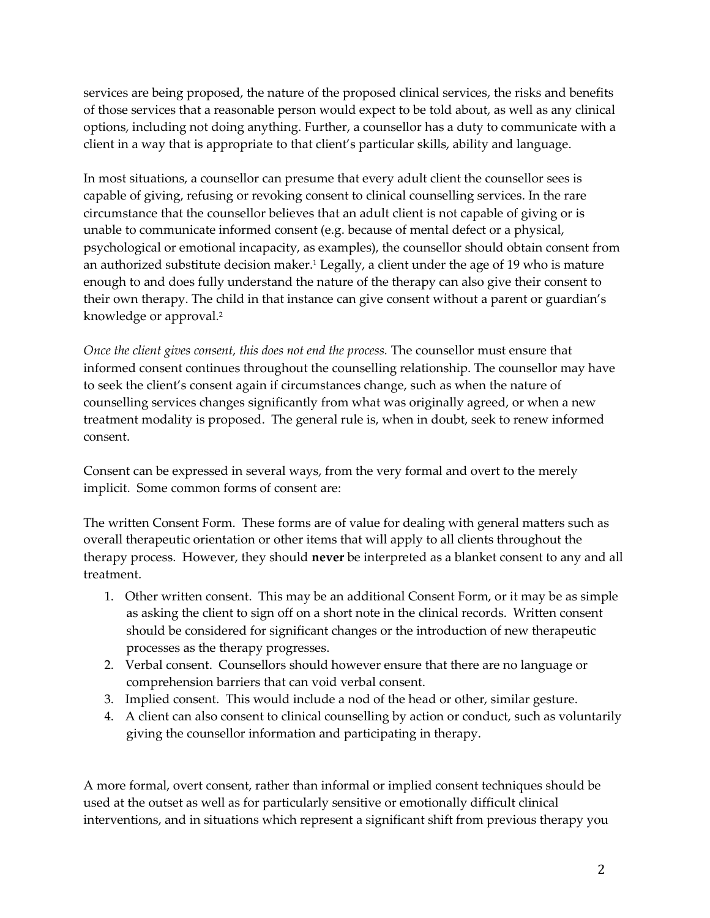services are being proposed, the nature of the proposed clinical services, the risks and benefits of those services that a reasonable person would expect to be told about, as well as any clinical options, including not doing anything. Further, a counsellor has a duty to communicate with a client in a way that is appropriate to that client's particular skills, ability and language.

In most situations, a counsellor can presume that every adult client the counsellor sees is capable of giving, refusing or revoking consent to clinical counselling services. In the rare circumstance that the counsellor believes that an adult client is not capable of giving or is unable to communicate informed consent (e.g. because of mental defect or a physical, psychological or emotional incapacity, as examples), the counsellor should obtain consent from an authorized substitute decision maker.[1] Legally, a client under the age of 19 who is mature enough to and does fully understand the nature of the therapy can also give their consent to their own therapy. The child in that instance can give consent without a parent or guardian's knowledge or approval.[2]

*Once the client gives consent, this does not end the process.* The counsellor must ensure that informed consent continues throughout the counselling relationship. The counsellor may have to seek the client's consent again if circumstances change, such as when the nature of counselling services changes significantly from what was originally agreed, or when a new treatment modality is proposed. The general rule is, when in doubt, seek to renew informed consent.

Consent can be expressed in several ways, from the very formal and overt to the merely implicit. Some common forms of consent are:

The written Consent Form. These forms are of value for dealing with general matters such as overall therapeutic orientation or other items that will apply to all clients throughout the therapy process. However, they should **never** be interpreted as a blanket consent to any and all treatment.

1. Other written consent. This may be an additional Consent Form, or it may be as simple as asking the client to sign off on a short note in the clinical records. Written consent should be considered for significant changes or the introduction of new therapeutic processes as the therapy progresses.
2. Verbal consent. Counsellors should however ensure that there are no language or comprehension barriers that can void verbal consent.
3. Implied consent. This would include a nod of the head or other, similar gesture.
4. A client can also consent to clinical counselling by action or conduct, such as voluntarily giving the counsellor information and participating in therapy.

A more formal, overt consent, rather than informal or implied consent techniques should be used at the outset as well as for particularly sensitive or emotionally difficult clinical interventions, and in situations which represent a significant shift from previous therapy you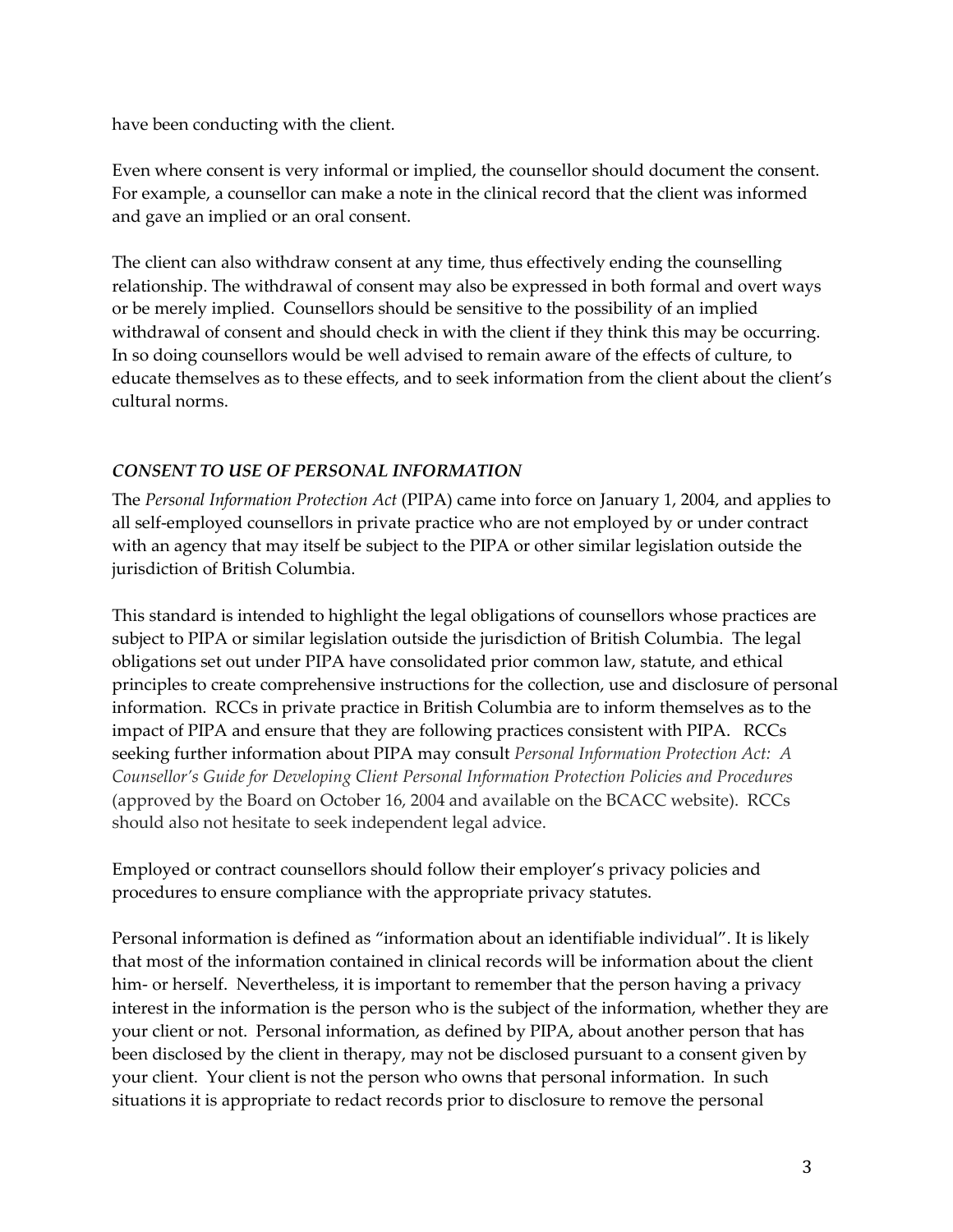have been conducting with the client.

Even where consent is very informal or implied, the counsellor should document the consent. For example, a counsellor can make a note in the clinical record that the client was informed and gave an implied or an oral consent.

The client can also withdraw consent at any time, thus effectively ending the counselling relationship. The withdrawal of consent may also be expressed in both formal and overt ways or be merely implied. Counsellors should be sensitive to the possibility of an implied withdrawal of consent and should check in with the client if they think this may be occurring. In so doing counsellors would be well advised to remain aware of the effects of culture, to educate themselves as to these effects, and to seek information from the client about the client's cultural norms.

### *CONSENT TO USE OF PERSONAL INFORMATION*

The *Personal Information Protection Act* (PIPA) came into force on January 1, 2004, and applies to all self-employed counsellors in private practice who are not employed by or under contract with an agency that may itself be subject to the PIPA or other similar legislation outside the jurisdiction of British Columbia.

This standard is intended to highlight the legal obligations of counsellors whose practices are subject to PIPA or similar legislation outside the jurisdiction of British Columbia. The legal obligations set out under PIPA have consolidated prior common law, statute, and ethical principles to create comprehensive instructions for the collection, use and disclosure of personal information. RCCs in private practice in British Columbia are to inform themselves as to the impact of PIPA and ensure that they are following practices consistent with PIPA. RCCs seeking further information about PIPA may consult *Personal Information Protection Act: A Counsellor's Guide for Developing Client Personal Information Protection Policies and Procedures* (approved by the Board on October 16, 2004 and available on the BCACC website). RCCs should also not hesitate to seek independent legal advice.

Employed or contract counsellors should follow their employer's privacy policies and procedures to ensure compliance with the appropriate privacy statutes.

Personal information is defined as "information about an identifiable individual". It is likely that most of the information contained in clinical records will be information about the client him- or herself. Nevertheless, it is important to remember that the person having a privacy interest in the information is the person who is the subject of the information, whether they are your client or not. Personal information, as defined by PIPA, about another person that has been disclosed by the client in therapy, may not be disclosed pursuant to a consent given by your client. Your client is not the person who owns that personal information. In such situations it is appropriate to redact records prior to disclosure to remove the personal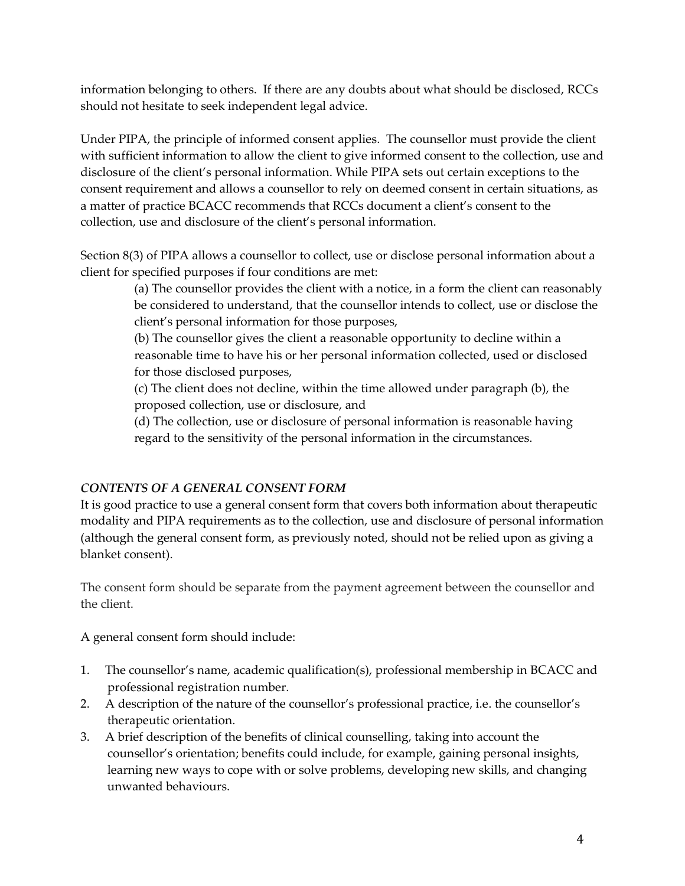information belonging to others. If there are any doubts about what should be disclosed, RCCs should not hesitate to seek independent legal advice.

Under PIPA, the principle of informed consent applies. The counsellor must provide the client with sufficient information to allow the client to give informed consent to the collection, use and disclosure of the client's personal information. While PIPA sets out certain exceptions to the consent requirement and allows a counsellor to rely on deemed consent in certain situations, as a matter of practice BCACC recommends that RCCs document a client's consent to the collection, use and disclosure of the client's personal information.

Section 8(3) of PIPA allows a counsellor to collect, use or disclose personal information about a client for specified purposes if four conditions are met:

(a) The counsellor provides the client with a notice, in a form the client can reasonably be considered to understand, that the counsellor intends to collect, use or disclose the client's personal information for those purposes,

(b) The counsellor gives the client a reasonable opportunity to decline within a reasonable time to have his or her personal information collected, used or disclosed for those disclosed purposes,

(c) The client does not decline, within the time allowed under paragraph (b), the proposed collection, use or disclosure, and

(d) The collection, use or disclosure of personal information is reasonable having regard to the sensitivity of the personal information in the circumstances.

### ***CONTENTS OF A GENERAL CONSENT FORM***

It is good practice to use a general consent form that covers both information about therapeutic modality and PIPA requirements as to the collection, use and disclosure of personal information (although the general consent form, as previously noted, should not be relied upon as giving a blanket consent).

The consent form should be separate from the payment agreement between the counsellor and the client.

A general consent form should include:

1. The counsellor's name, academic qualification(s), professional membership in BCACC and professional registration number.
2. A description of the nature of the counsellor's professional practice, i.e. the counsellor's therapeutic orientation.
3. A brief description of the benefits of clinical counselling, taking into account the counsellor's orientation; benefits could include, for example, gaining personal insights, learning new ways to cope with or solve problems, developing new skills, and changing unwanted behaviours.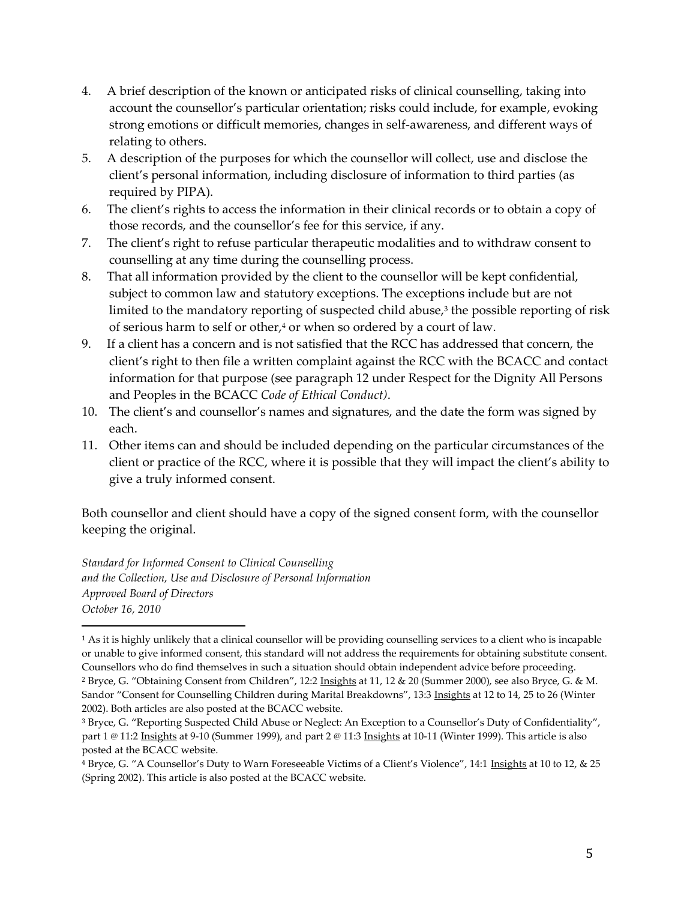4. A brief description of the known or anticipated risks of clinical counselling, taking into account the counsellor's particular orientation; risks could include, for example, evoking strong emotions or difficult memories, changes in self-awareness, and different ways of relating to others.
5. A description of the purposes for which the counsellor will collect, use and disclose the client's personal information, including disclosure of information to third parties (as required by PIPA).
6. The client's rights to access the information in their clinical records or to obtain a copy of those records, and the counsellor's fee for this service, if any.
7. The client's right to refuse particular therapeutic modalities and to withdraw consent to counselling at any time during the counselling process.
8. That all information provided by the client to the counsellor will be kept confidential, subject to common law and statutory exceptions. The exceptions include but are not limited to the mandatory reporting of suspected child abuse,[3] the possible reporting of risk of serious harm to self or other,[4] or when so ordered by a court of law.
9. If a client has a concern and is not satisfied that the RCC has addressed that concern, the client's right to then file a written complaint against the RCC with the BCACC and contact information for that purpose (see paragraph 12 under Respect for the Dignity All Persons and Peoples in the BCACC *Code of Ethical Conduct)*.
10. The client's and counsellor's names and signatures, and the date the form was signed by each.
11. Other items can and should be included depending on the particular circumstances of the client or practice of the RCC, where it is possible that they will impact the client's ability to give a truly informed consent.

Both counsellor and client should have a copy of the signed consent form, with the counsellor keeping the original.

*Standard for Informed Consent to Clinical Counselling*
*and the Collection, Use and Disclosure of Personal Information*
*Approved Board of Directors*
*October 16, 2010*

---

[1] As it is highly unlikely that a clinical counsellor will be providing counselling services to a client who is incapable or unable to give informed consent, this standard will not address the requirements for obtaining substitute consent. Counsellors who do find themselves in such a situation should obtain independent advice before proceeding.

[2] Bryce, G. "Obtaining Consent from Children", 12:2 Insights at 11, 12 & 20 (Summer 2000), see also Bryce, G. & M. Sandor "Consent for Counselling Children during Marital Breakdowns", 13:3 Insights at 12 to 14, 25 to 26 (Winter 2002). Both articles are also posted at the BCACC website.

[3] Bryce, G. "Reporting Suspected Child Abuse or Neglect: An Exception to a Counsellor's Duty of Confidentiality", part 1 @ 11:2 Insights at 9-10 (Summer 1999), and part 2 @ 11:3 Insights at 10-11 (Winter 1999). This article is also posted at the BCACC website.

[4] Bryce, G. "A Counsellor's Duty to Warn Foreseeable Victims of a Client's Violence", 14:1 Insights at 10 to 12, & 25 (Spring 2002). This article is also posted at the BCACC website.